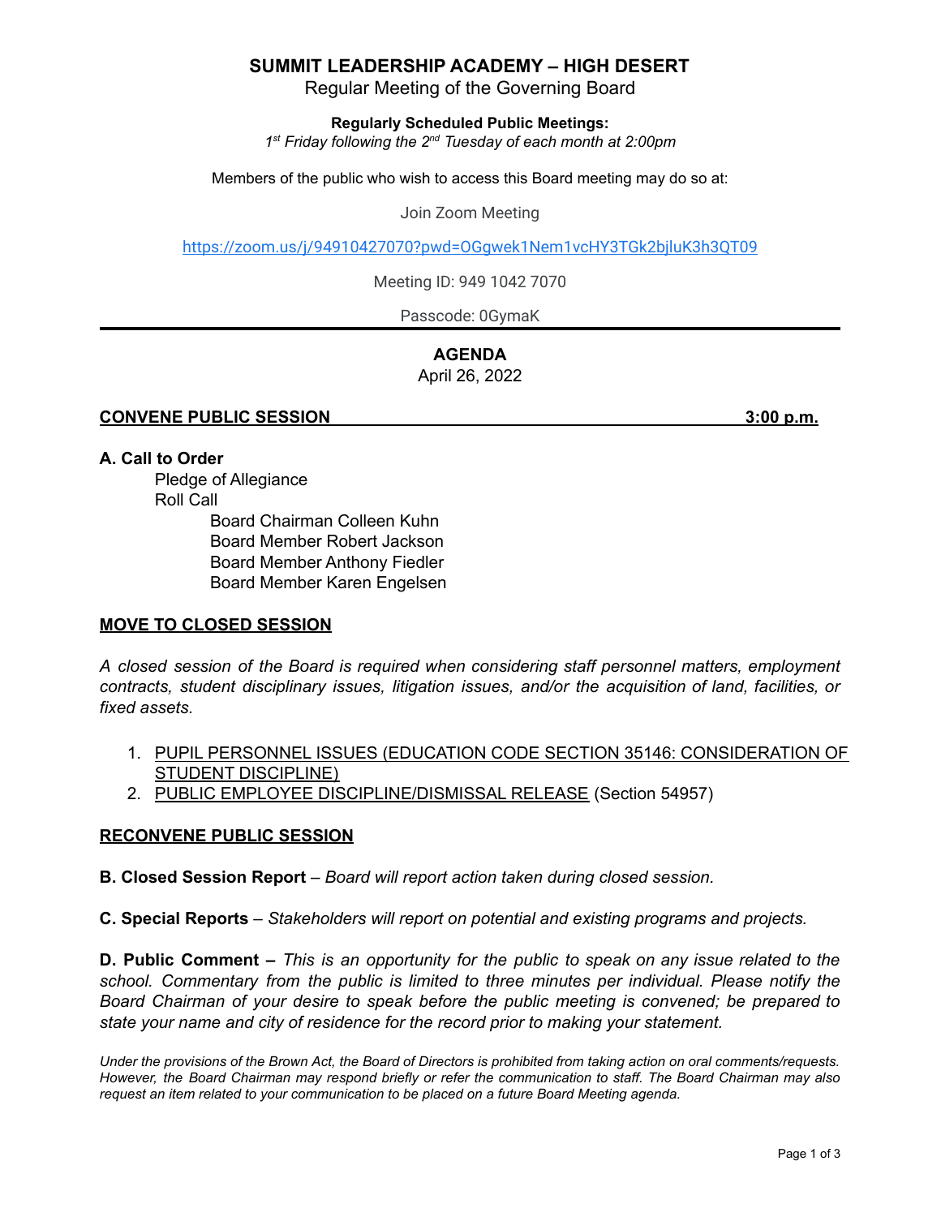# SUMMIT LEADERSHIP ACADEMY – HIGH DESERT

Regular Meeting of the Governing Board

**Regularly Scheduled Public Meetings:**
*1st Friday following the 2nd Tuesday of each month at 2:00pm*

Members of the public who wish to access this Board meeting may do so at:

Join Zoom Meeting

https://zoom.us/j/94910427070?pwd=OGgwek1Nem1vcHY3TGk2bjluK3h3QT09

Meeting ID: 949 1042 7070

Passcode: 0GymaK

---

## AGENDA

April 26, 2022

**CONVENE PUBLIC SESSION 3:00 p.m.**

### A. Call to Order

Pledge of Allegiance

Roll Call

- Board Chairman Colleen Kuhn
- Board Member Robert Jackson
- Board Member Anthony Fiedler
- Board Member Karen Engelsen

**MOVE TO CLOSED SESSION**

*A closed session of the Board is required when considering staff personnel matters, employment contracts, student disciplinary issues, litigation issues, and/or the acquisition of land, facilities, or fixed assets.*

1. PUPIL PERSONNEL ISSUES (EDUCATION CODE SECTION 35146: CONSIDERATION OF STUDENT DISCIPLINE)
2. PUBLIC EMPLOYEE DISCIPLINE/DISMISSAL RELEASE (Section 54957)

**RECONVENE PUBLIC SESSION**

**B. Closed Session Report** – *Board will report action taken during closed session.*

**C. Special Reports** – *Stakeholders will report on potential and existing programs and projects.*

**D. Public Comment –** *This is an opportunity for the public to speak on any issue related to the school. Commentary from the public is limited to three minutes per individual. Please notify the Board Chairman of your desire to speak before the public meeting is convened; be prepared to state your name and city of residence for the record prior to making your statement.*

*Under the provisions of the Brown Act, the Board of Directors is prohibited from taking action on oral comments/requests. However, the Board Chairman may respond briefly or refer the communication to staff. The Board Chairman may also request an item related to your communication to be placed on a future Board Meeting agenda.*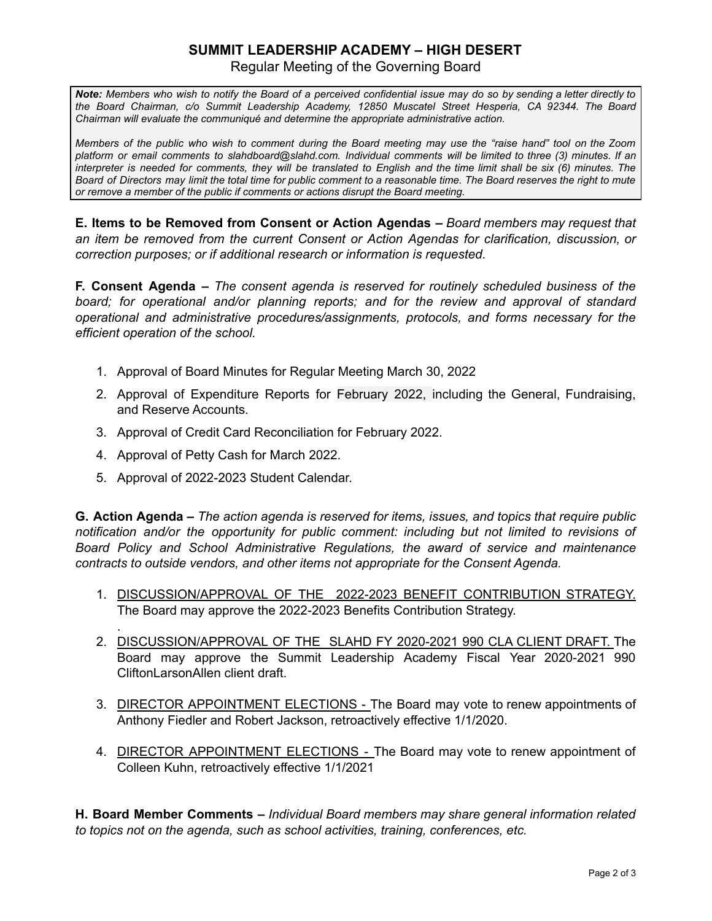## SUMMIT LEADERSHIP ACADEMY – HIGH DESERT

Regular Meeting of the Governing Board

> ***Note:*** *Members who wish to notify the Board of a perceived confidential issue may do so by sending a letter directly to the Board Chairman, c/o Summit Leadership Academy, 12850 Muscatel Street Hesperia, CA 92344. The Board Chairman will evaluate the communiqué and determine the appropriate administrative action.*
>
> *Members of the public who wish to comment during the Board meeting may use the "raise hand" tool on the Zoom platform or email comments to slahdboard@slahd.com. Individual comments will be limited to three (3) minutes. If an interpreter is needed for comments, they will be translated to English and the time limit shall be six (6) minutes. The Board of Directors may limit the total time for public comment to a reasonable time. The Board reserves the right to mute or remove a member of the public if comments or actions disrupt the Board meeting.*

**E. Items to be Removed from Consent or Action Agendas –** *Board members may request that an item be removed from the current Consent or Action Agendas for clarification, discussion, or correction purposes; or if additional research or information is requested.*

**F. Consent Agenda –** *The consent agenda is reserved for routinely scheduled business of the board; for operational and/or planning reports; and for the review and approval of standard operational and administrative procedures/assignments, protocols, and forms necessary for the efficient operation of the school.*

1. Approval of Board Minutes for Regular Meeting March 30, 2022
2. Approval of Expenditure Reports for February 2022, including the General, Fundraising, and Reserve Accounts.
3. Approval of Credit Card Reconciliation for February 2022.
4. Approval of Petty Cash for March 2022.
5. Approval of 2022-2023 Student Calendar.

**G. Action Agenda –** *The action agenda is reserved for items, issues, and topics that require public notification and/or the opportunity for public comment: including but not limited to revisions of Board Policy and School Administrative Regulations, the award of service and maintenance contracts to outside vendors, and other items not appropriate for the Consent Agenda.*

1. <u>DISCUSSION/APPROVAL OF THE 2022-2023 BENEFIT CONTRIBUTION STRATEGY.</u> The Board may approve the 2022-2023 Benefits Contribution Strategy.
2. <u>DISCUSSION/APPROVAL OF THE SLAHD FY 2020-2021 990 CLA CLIENT DRAFT.</u> The Board may approve the Summit Leadership Academy Fiscal Year 2020-2021 990 CliftonLarsonAllen client draft.
3. <u>DIRECTOR APPOINTMENT ELECTIONS -</u> The Board may vote to renew appointments of Anthony Fiedler and Robert Jackson, retroactively effective 1/1/2020.
4. <u>DIRECTOR APPOINTMENT ELECTIONS -</u> The Board may vote to renew appointment of Colleen Kuhn, retroactively effective 1/1/2021

**H. Board Member Comments –** *Individual Board members may share general information related to topics not on the agenda, such as school activities, training, conferences, etc.*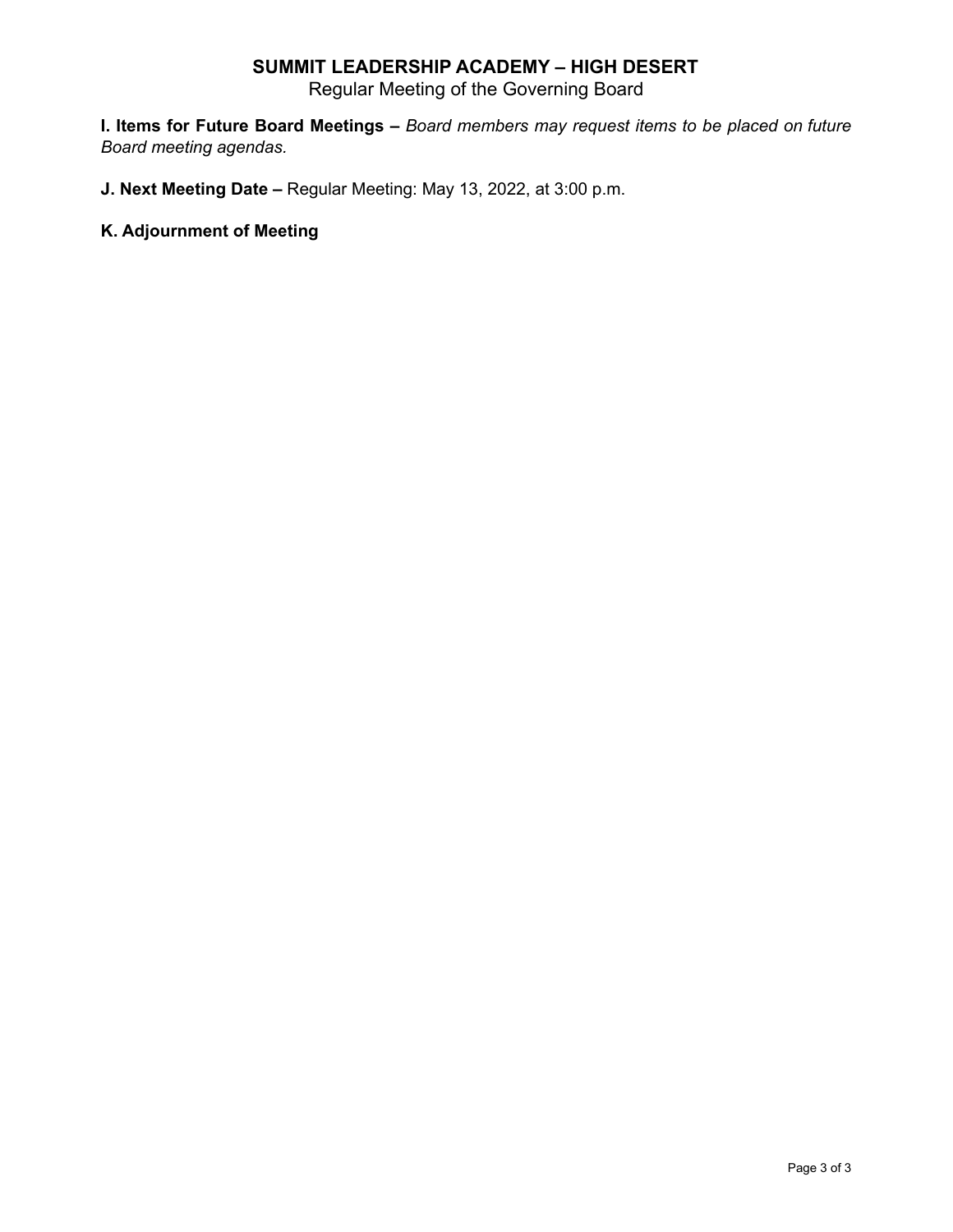**SUMMIT LEADERSHIP ACADEMY – HIGH DESERT**
Regular Meeting of the Governing Board

**I. Items for Future Board Meetings –** *Board members may request items to be placed on future Board meeting agendas.*

**J. Next Meeting Date –** Regular Meeting: May 13, 2022, at 3:00 p.m.

**K. Adjournment of Meeting**